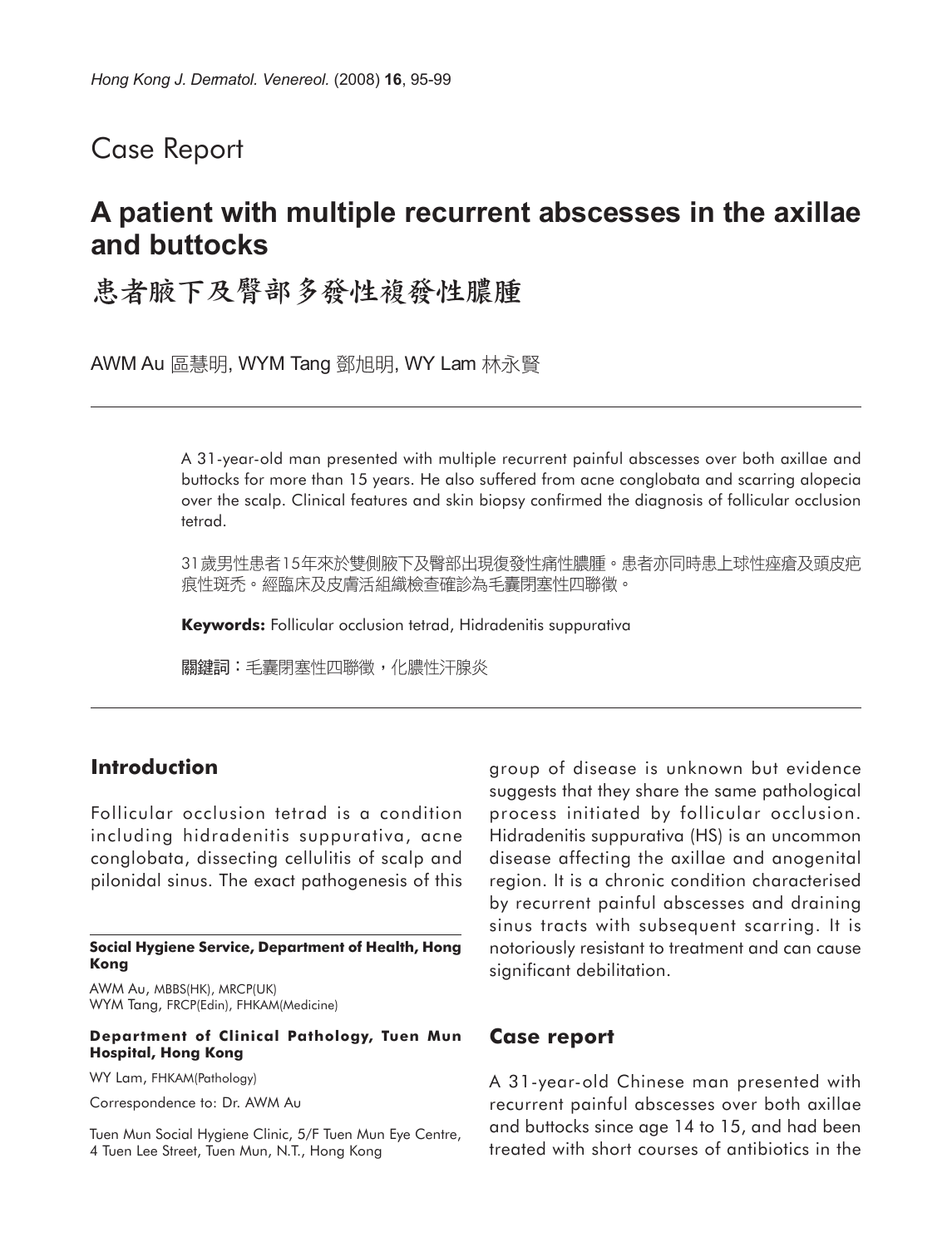Case Report

# A patient with multiple recurrent abscesses in the axillae and buttocks

# 患者腋下及臀部多發性複發性膿腫

AWM Au 區慧明, WYM Tang 鄧旭明, WY Lam 林永賢

A 31-year-old man presented with multiple recurrent painful abscesses over both axillae and buttocks for more than 15 years. He also suffered from acne conglobata and scarring alopecia over the scalp. Clinical features and skin biopsy confirmed the diagnosis of follicular occlusion tetrad.

31歲男性患者15年來於雙側腋下及臀部出現復發性痛性膿腫。患者亦同時患上球性痤瘡及頭皮疤痕性斑禿。經臨床及皮膚活組織檢查確診為毛囊閉塞性四聯徵。

**Keywords:** Follicular occlusion tetrad, Hidradenitis suppurativa

**關鍵詞：**毛囊閉塞性四聯徵，化膿性汗腺炎

## Introduction

Follicular occlusion tetrad is a condition including hidradenitis suppurativa, acne conglobata, dissecting cellulitis of scalp and pilonidal sinus. The exact pathogenesis of this group of disease is unknown but evidence suggests that they share the same pathological process initiated by follicular occlusion. Hidradenitis suppurativa (HS) is an uncommon disease affecting the axillae and anogenital region. It is a chronic condition characterised by recurrent painful abscesses and draining sinus tracts with subsequent scarring. It is notoriously resistant to treatment and can cause significant debilitation.

**Social Hygiene Service, Department of Health, Hong Kong**

AWM Au, MBBS(HK), MRCP(UK)
WYM Tang, FRCP(Edin), FHKAM(Medicine)

**Department of Clinical Pathology, Tuen Mun Hospital, Hong Kong**

WY Lam, FHKAM(Pathology)

Correspondence to: Dr. AWM Au

Tuen Mun Social Hygiene Clinic, 5/F Tuen Mun Eye Centre, 4 Tuen Lee Street, Tuen Mun, N.T., Hong Kong

## Case report

A 31-year-old Chinese man presented with recurrent painful abscesses over both axillae and buttocks since age 14 to 15, and had been treated with short courses of antibiotics in the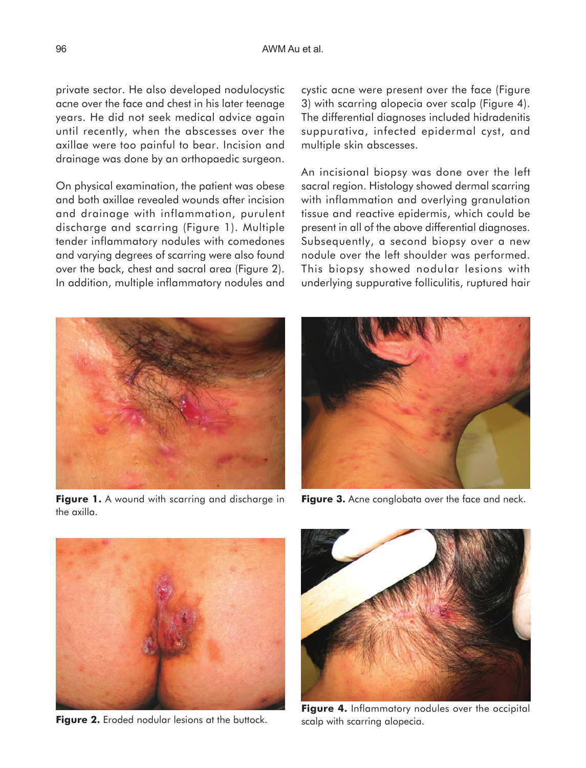private sector. He also developed nodulocystic acne over the face and chest in his later teenage years. He did not seek medical advice again until recently, when the abscesses over the axillae were too painful to bear. Incision and drainage was done by an orthopaedic surgeon.

On physical examination, the patient was obese and both axillae revealed wounds after incision and drainage with inflammation, purulent discharge and scarring (Figure 1). Multiple tender inflammatory nodules with comedones and varying degrees of scarring were also found over the back, chest and sacral area (Figure 2). In addition, multiple inflammatory nodules and cystic acne were present over the face (Figure 3) with scarring alopecia over scalp (Figure 4). The differential diagnoses included hidradenitis suppurativa, infected epidermal cyst, and multiple skin abscesses.

An incisional biopsy was done over the left sacral region. Histology showed dermal scarring with inflammation and overlying granulation tissue and reactive epidermis, which could be present in all of the above differential diagnoses. Subsequently, a second biopsy over a new nodule over the left shoulder was performed. This biopsy showed nodular lesions with underlying suppurative folliculitis, ruptured hair

**Figure 1.** A wound with scarring and discharge in the axilla.

**Figure 3.** Acne conglobata over the face and neck.

**Figure 2.** Eroded nodular lesions at the buttock.

**Figure 4.** Inflammatory nodules over the occipital scalp with scarring alopecia.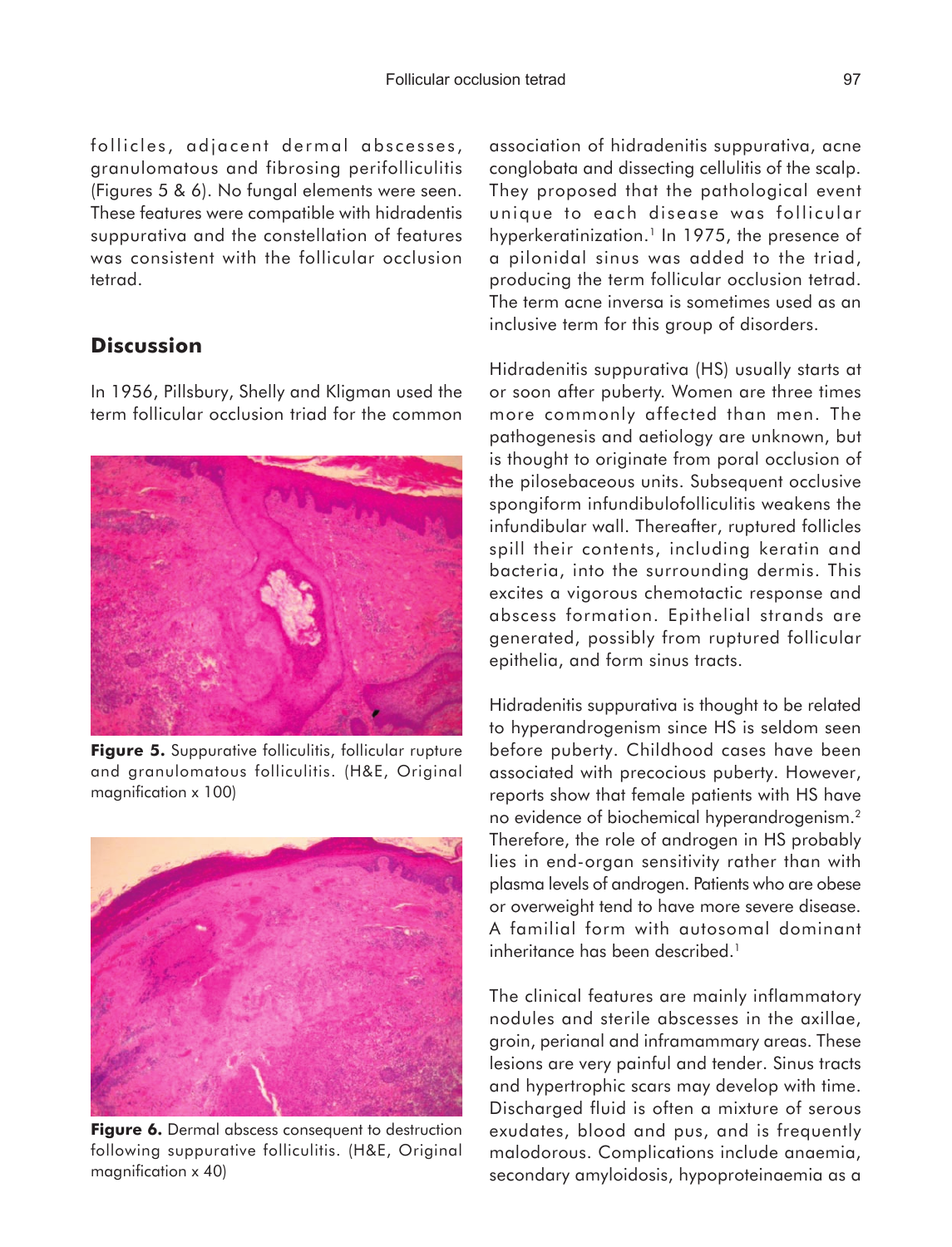follicles, adjacent dermal abscesses, granulomatous and fibrosing perifolliculitis (Figures 5 & 6). No fungal elements were seen. These features were compatible with hidradentis suppurativa and the constellation of features was consistent with the follicular occlusion tetrad.

## Discussion

In 1956, Pillsbury, Shelly and Kligman used the term follicular occlusion triad for the common association of hidradenitis suppurativa, acne conglobata and dissecting cellulitis of the scalp. They proposed that the pathological event unique to each disease was follicular hyperkeratinization.[1] In 1975, the presence of a pilonidal sinus was added to the triad, producing the term follicular occlusion tetrad. The term acne inversa is sometimes used as an inclusive term for this group of disorders.

**Figure 5.** Suppurative folliculitis, follicular rupture and granulomatous folliculitis. (H&E, Original magnification x 100)

**Figure 6.** Dermal abscess consequent to destruction following suppurative folliculitis. (H&E, Original magnification x 40)

Hidradenitis suppurativa (HS) usually starts at or soon after puberty. Women are three times more commonly affected than men. The pathogenesis and aetiology are unknown, but is thought to originate from poral occlusion of the pilosebaceous units. Subsequent occlusive spongiform infundibulofolliculitis weakens the infundibular wall. Thereafter, ruptured follicles spill their contents, including keratin and bacteria, into the surrounding dermis. This excites a vigorous chemotactic response and abscess formation. Epithelial strands are generated, possibly from ruptured follicular epithelia, and form sinus tracts.

Hidradenitis suppurativa is thought to be related to hyperandrogenism since HS is seldom seen before puberty. Childhood cases have been associated with precocious puberty. However, reports show that female patients with HS have no evidence of biochemical hyperandrogenism.[2] Therefore, the role of androgen in HS probably lies in end-organ sensitivity rather than with plasma levels of androgen. Patients who are obese or overweight tend to have more severe disease. A familial form with autosomal dominant inheritance has been described.[1]

The clinical features are mainly inflammatory nodules and sterile abscesses in the axillae, groin, perianal and inframammary areas. These lesions are very painful and tender. Sinus tracts and hypertrophic scars may develop with time. Discharged fluid is often a mixture of serous exudates, blood and pus, and is frequently malodorous. Complications include anaemia, secondary amyloidosis, hypoproteinaemia as a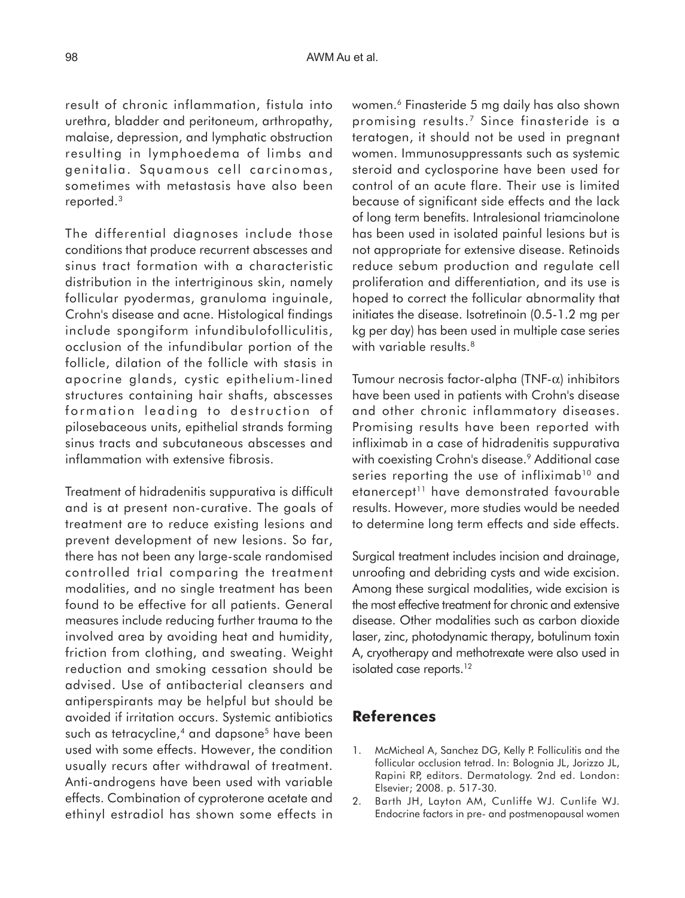result of chronic inflammation, fistula into urethra, bladder and peritoneum, arthropathy, malaise, depression, and lymphatic obstruction resulting in lymphoedema of limbs and genitalia. Squamous cell carcinomas, sometimes with metastasis have also been reported.[3]

The differential diagnoses include those conditions that produce recurrent abscesses and sinus tract formation with a characteristic distribution in the intertriginous skin, namely follicular pyodermas, granuloma inguinale, Crohn's disease and acne. Histological findings include spongiform infundibulofolliculitis, occlusion of the infundibular portion of the follicle, dilation of the follicle with stasis in apocrine glands, cystic epithelium-lined structures containing hair shafts, abscesses formation leading to destruction of pilosebaceous units, epithelial strands forming sinus tracts and subcutaneous abscesses and inflammation with extensive fibrosis.

Treatment of hidradenitis suppurativa is difficult and is at present non-curative. The goals of treatment are to reduce existing lesions and prevent development of new lesions. So far, there has not been any large-scale randomised controlled trial comparing the treatment modalities, and no single treatment has been found to be effective for all patients. General measures include reducing further trauma to the involved area by avoiding heat and humidity, friction from clothing, and sweating. Weight reduction and smoking cessation should be advised. Use of antibacterial cleansers and antiperspirants may be helpful but should be avoided if irritation occurs. Systemic antibiotics such as tetracycline,[4] and dapsone[5] have been used with some effects. However, the condition usually recurs after withdrawal of treatment. Anti-androgens have been used with variable effects. Combination of cyproterone acetate and ethinyl estradiol has shown some effects in women.[6] Finasteride 5 mg daily has also shown promising results.[7] Since finasteride is a teratogen, it should not be used in pregnant women. Immunosuppressants such as systemic steroid and cyclosporine have been used for control of an acute flare. Their use is limited because of significant side effects and the lack of long term benefits. Intralesional triamcinolone has been used in isolated painful lesions but is not appropriate for extensive disease. Retinoids reduce sebum production and regulate cell proliferation and differentiation, and its use is hoped to correct the follicular abnormality that initiates the disease. Isotretinoin (0.5-1.2 mg per kg per day) has been used in multiple case series with variable results.[8]

Tumour necrosis factor-alpha (TNF-$\alpha$) inhibitors have been used in patients with Crohn's disease and other chronic inflammatory diseases. Promising results have been reported with infliximab in a case of hidradenitis suppurativa with coexisting Crohn's disease.[9] Additional case series reporting the use of infliximab[10] and etanercept[11] have demonstrated favourable results. However, more studies would be needed to determine long term effects and side effects.

Surgical treatment includes incision and drainage, unroofing and debriding cysts and wide excision. Among these surgical modalities, wide excision is the most effective treatment for chronic and extensive disease. Other modalities such as carbon dioxide laser, zinc, photodynamic therapy, botulinum toxin A, cryotherapy and methotrexate were also used in isolated case reports.[12]

## References

1. McMicheal A, Sanchez DG, Kelly P. Folliculitis and the follicular occlusion tetrad. In: Bolognia JL, Jorizzo JL, Rapini RP, editors. Dermatology. 2nd ed. London: Elsevier; 2008. p. 517-30.
2. Barth JH, Layton AM, Cunliffe WJ. Cunlife WJ. Endocrine factors in pre- and postmenopausal women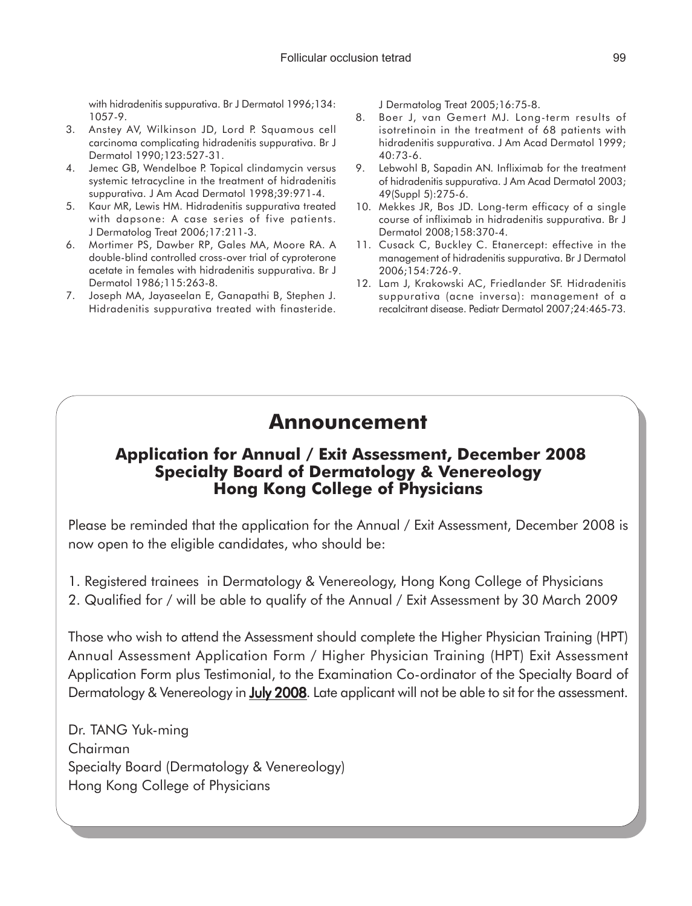with hidradenitis suppurativa. Br J Dermatol 1996;134: 1057-9.

3. Anstey AV, Wilkinson JD, Lord P. Squamous cell carcinoma complicating hidradenitis suppurativa. Br J Dermatol 1990;123:527-31.
4. Jemec GB, Wendelboe P. Topical clindamycin versus systemic tetracycline in the treatment of hidradenitis suppurativa. J Am Acad Dermatol 1998;39:971-4.
5. Kaur MR, Lewis HM. Hidradenitis suppurativa treated with dapsone: A case series of five patients. J Dermatolog Treat 2006;17:211-3.
6. Mortimer PS, Dawber RP, Gales MA, Moore RA. A double-blind controlled cross-over trial of cyproterone acetate in females with hidradenitis suppurativa. Br J Dermatol 1986;115:263-8.
7. Joseph MA, Jayaseelan E, Ganapathi B, Stephen J. Hidradenitis suppurativa treated with finasteride. J Dermatolog Treat 2005;16:75-8.
8. Boer J, van Gemert MJ. Long-term results of isotretinoin in the treatment of 68 patients with hidradenitis suppurativa. J Am Acad Dermatol 1999; 40:73-6.
9. Lebwohl B, Sapadin AN. Infliximab for the treatment of hidradenitis suppurativa. J Am Acad Dermatol 2003; 49(Suppl 5):275-6.
10. Mekkes JR, Bos JD. Long-term efficacy of a single course of infliximab in hidradenitis suppurativa. Br J Dermatol 2008;158:370-4.
11. Cusack C, Buckley C. Etanercept: effective in the management of hidradenitis suppurativa. Br J Dermatol 2006;154:726-9.
12. Lam J, Krakowski AC, Friedlander SF. Hidradenitis suppurativa (acne inversa): management of a recalcitrant disease. Pediatr Dermatol 2007;24:465-73.

# Announcement

## Application for Annual / Exit Assessment, December 2008 Specialty Board of Dermatology & Venereology Hong Kong College of Physicians

Please be reminded that the application for the Annual / Exit Assessment, December 2008 is now open to the eligible candidates, who should be:

1. Registered trainees in Dermatology & Venereology, Hong Kong College of Physicians
2. Qualified for / will be able to qualify of the Annual / Exit Assessment by 30 March 2009

Those who wish to attend the Assessment should complete the Higher Physician Training (HPT) Annual Assessment Application Form / Higher Physician Training (HPT) Exit Assessment Application Form plus Testimonial, to the Examination Co-ordinator of the Specialty Board of Dermatology & Venereology in **July 2008**. Late applicant will not be able to sit for the assessment.

Dr. TANG Yuk-ming
Chairman
Specialty Board (Dermatology & Venereology)
Hong Kong College of Physicians